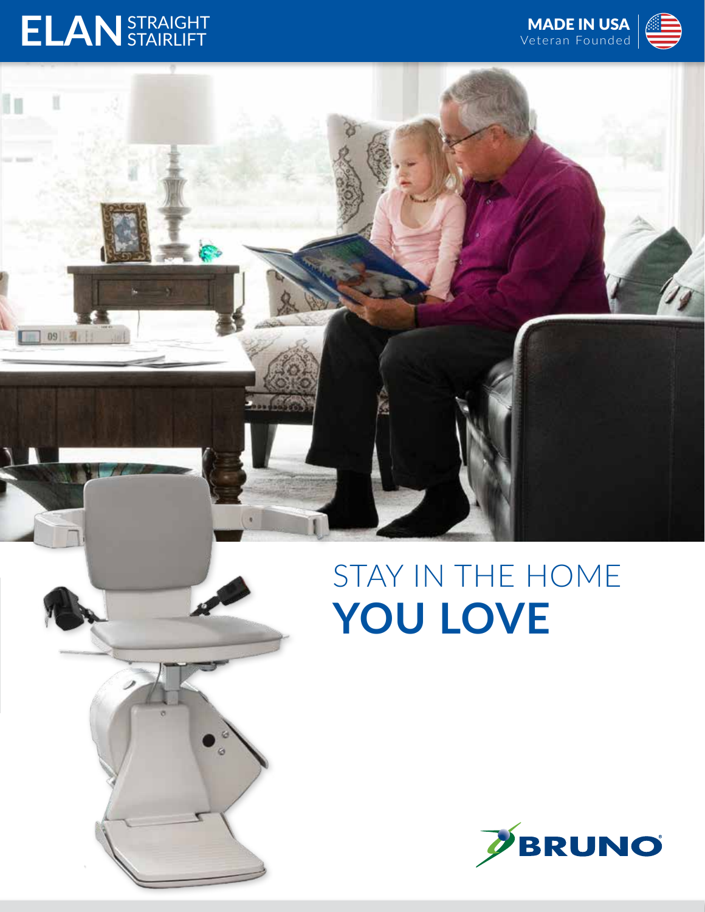# ELAN STRAIGHT STAIRLIFT

**MADE IN USA**
Veteran Founded

STAY IN THE HOME
**YOU LOVE**

BRUNO®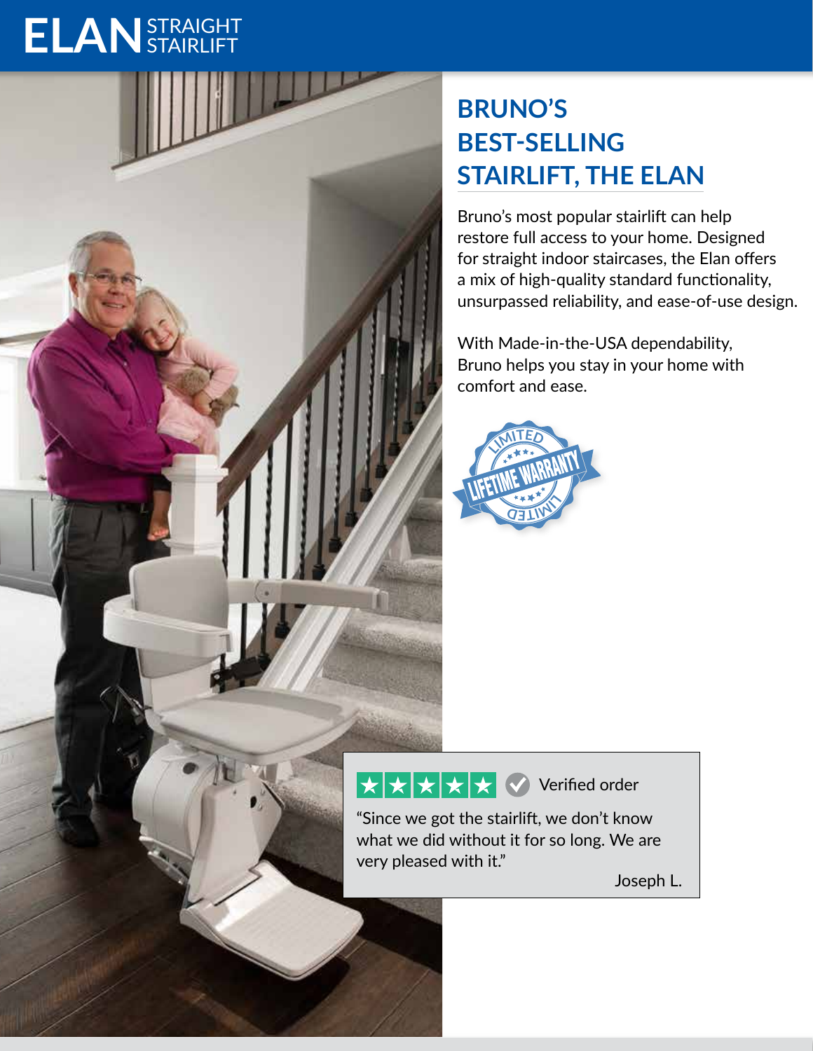# ELAN STRAIGHT STAIRLIFT

## BRUNO'S BEST-SELLING STAIRLIFT, THE ELAN

Bruno's most popular stairlift can help restore full access to your home. Designed for straight indoor staircases, the Elan offers a mix of high-quality standard functionality, unsurpassed reliability, and ease-of-use design.

With Made-in-the-USA dependability, Bruno helps you stay in your home with comfort and ease.

LIMITED LIFETIME WARRANTY LIMITED

★★★★★ Verified order

"Since we got the stairlift, we don't know what we did without it for so long. We are very pleased with it."

Joseph L.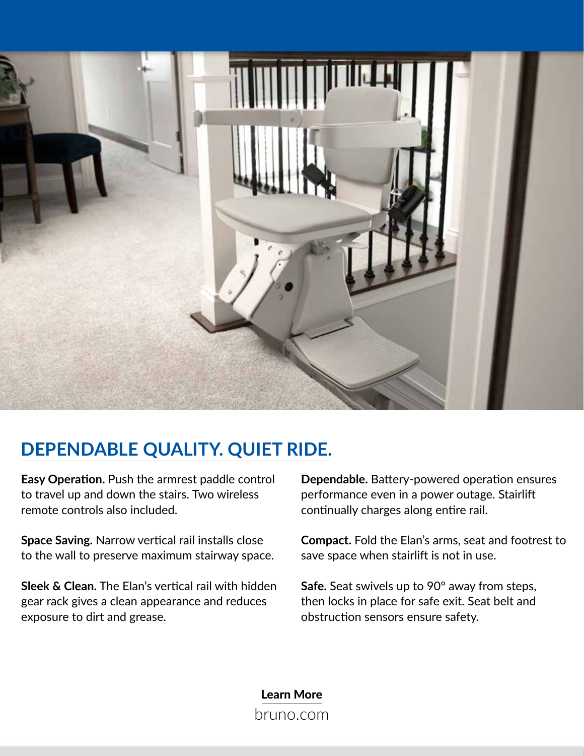## DEPENDABLE QUALITY. QUIET RIDE.

**Easy Operation.** Push the armrest paddle control to travel up and down the stairs. Two wireless remote controls also included.

**Space Saving.** Narrow vertical rail installs close to the wall to preserve maximum stairway space.

**Sleek & Clean.** The Elan's vertical rail with hidden gear rack gives a clean appearance and reduces exposure to dirt and grease.

**Dependable.** Battery-powered operation ensures performance even in a power outage. Stairlift continually charges along entire rail.

**Compact.** Fold the Elan's arms, seat and footrest to save space when stairlift is not in use.

**Safe.** Seat swivels up to 90° away from steps, then locks in place for safe exit. Seat belt and obstruction sensors ensure safety.

**Learn More**

bruno.com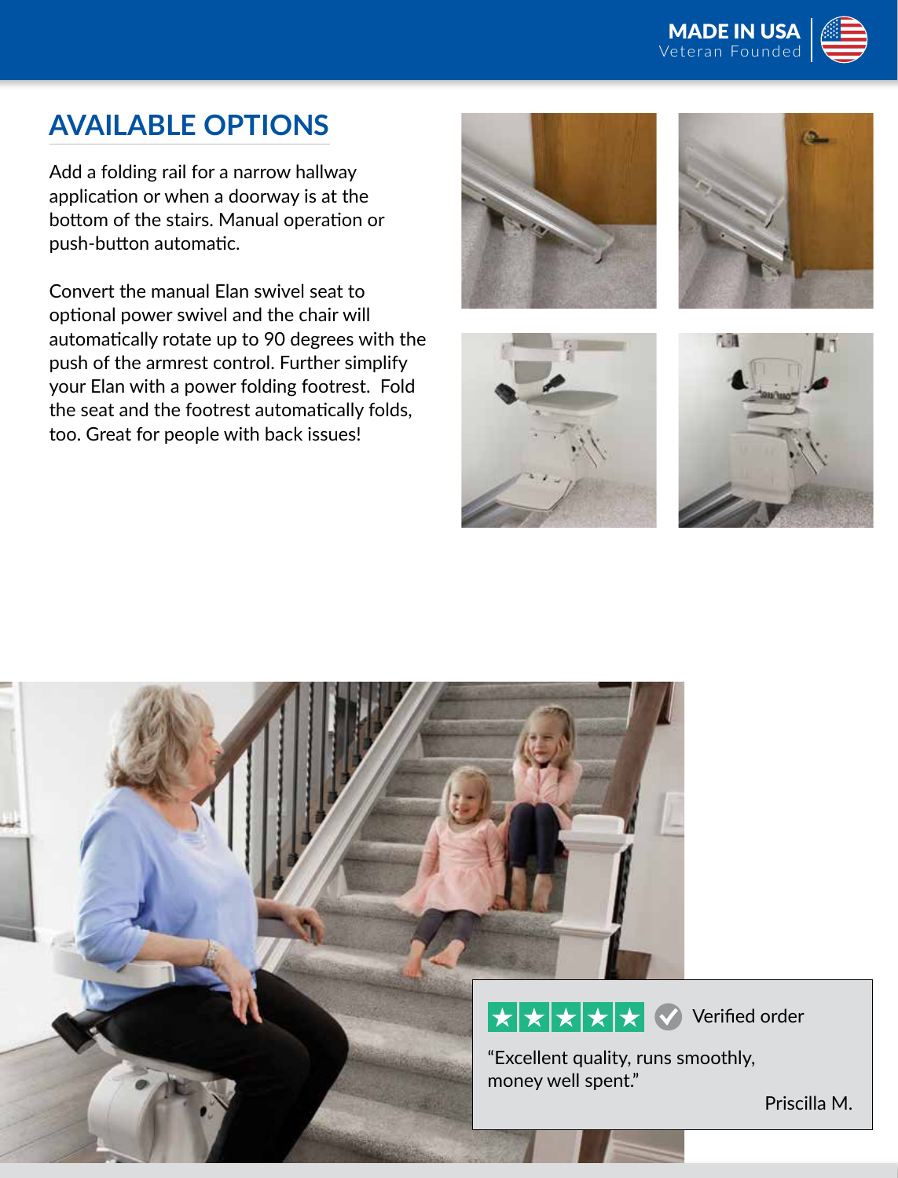MADE IN USA
Veteran Founded

## AVAILABLE OPTIONS

Add a folding rail for a narrow hallway application or when a doorway is at the bottom of the stairs. Manual operation or push-button automatic.

Convert the manual Elan swivel seat to optional power swivel and the chair will automatically rotate up to 90 degrees with the push of the armrest control. Further simplify your Elan with a power folding footrest. Fold the seat and the footrest automatically folds, too. Great for people with back issues!

★★★★★ Verified order

"Excellent quality, runs smoothly, money well spent."

Priscilla M.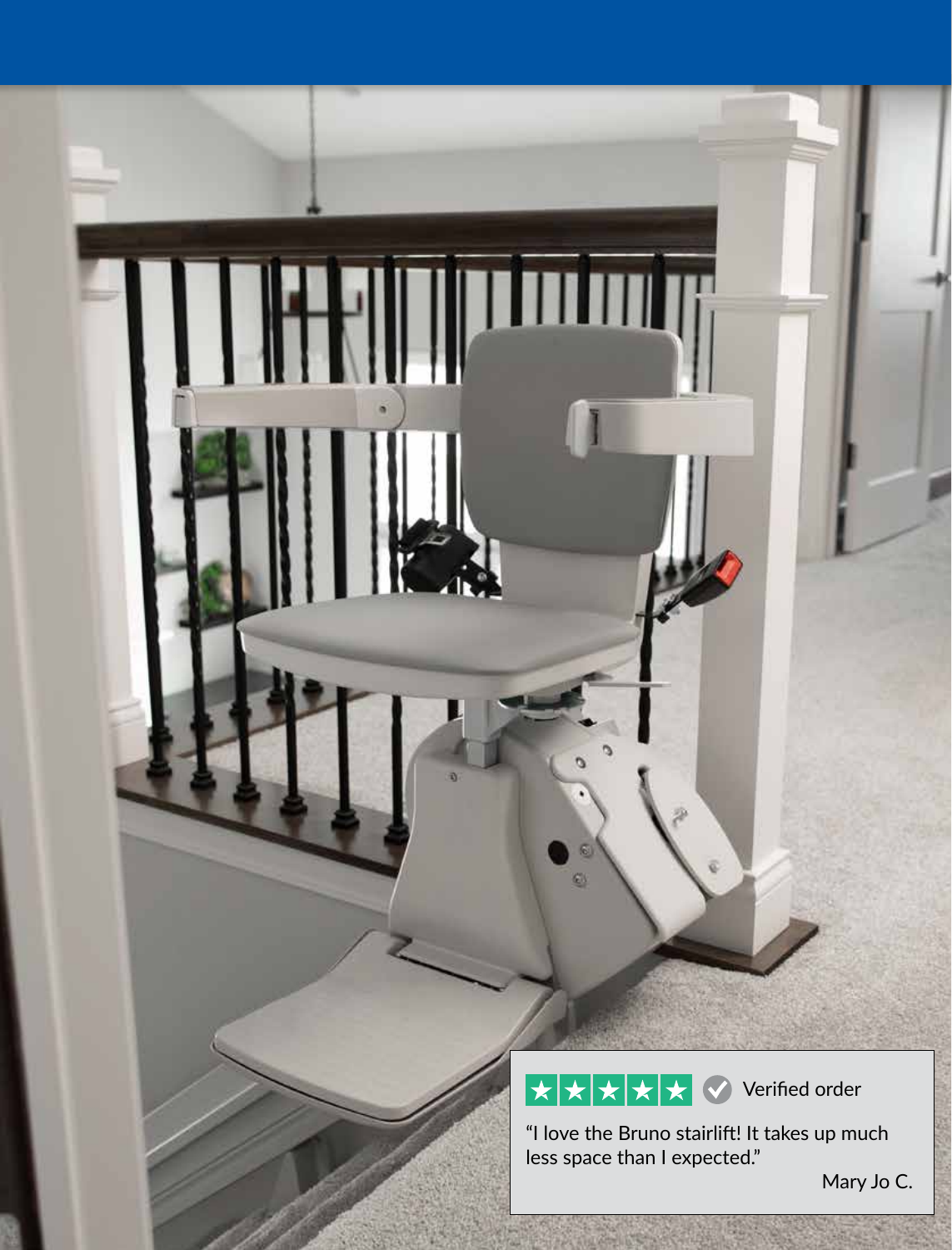★★★★★ Verified order

"I love the Bruno stairlift! It takes up much less space than I expected."

Mary Jo C.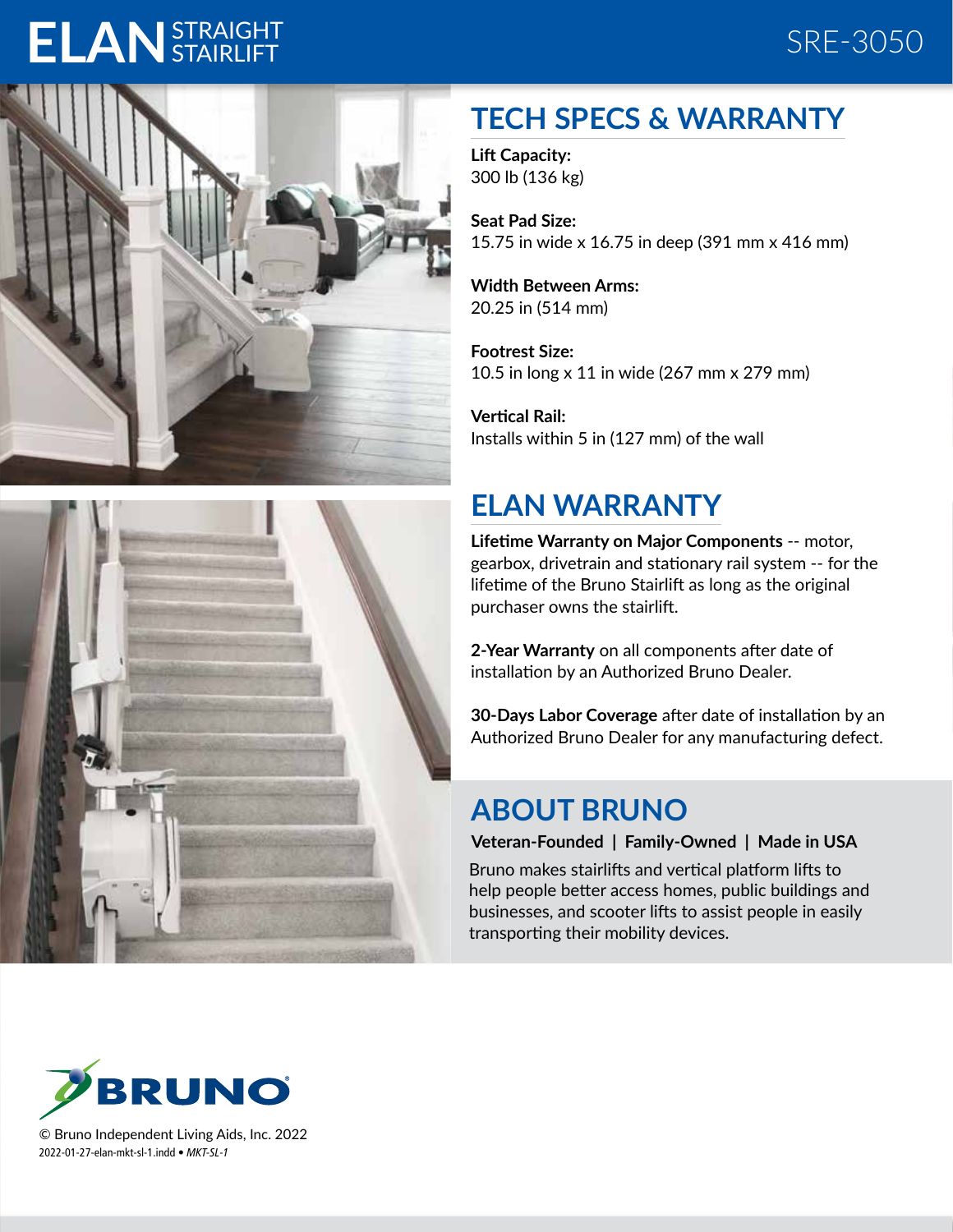# ELAN STRAIGHT STAIRLIFT

SRE-3050

## TECH SPECS & WARRANTY

**Lift Capacity:**
300 lb (136 kg)

**Seat Pad Size:**
15.75 in wide x 16.75 in deep (391 mm x 416 mm)

**Width Between Arms:**
20.25 in (514 mm)

**Footrest Size:**
10.5 in long x 11 in wide (267 mm x 279 mm)

**Vertical Rail:**
Installs within 5 in (127 mm) of the wall

## ELAN WARRANTY

**Lifetime Warranty on Major Components** -- motor, gearbox, drivetrain and stationary rail system -- for the lifetime of the Bruno Stairlift as long as the original purchaser owns the stairlift.

**2-Year Warranty** on all components after date of installation by an Authorized Bruno Dealer.

**30-Days Labor Coverage** after date of installation by an Authorized Bruno Dealer for any manufacturing defect.

## ABOUT BRUNO

**Veteran-Founded | Family-Owned | Made in USA**

Bruno makes stairlifts and vertical platform lifts to help people better access homes, public buildings and businesses, and scooter lifts to assist people in easily transporting their mobility devices.

BRUNO®

© Bruno Independent Living Aids, Inc. 2022
2022-01-27-elan-mkt-sl-1.indd • *MKT-SL-1*